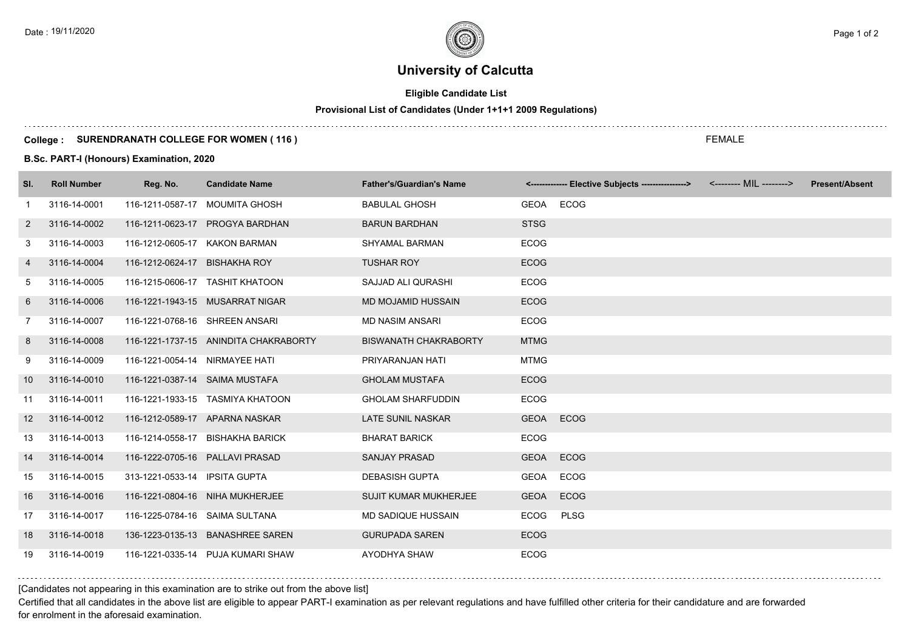Date : 19/11/2020

# University of Calcutta

**Eligible Candidate List**

**Provisional List of Candidates (Under 1+1+1 2009 Regulations)**

**College : SURENDRANATH COLLEGE FOR WOMEN ( 116 )** FEMALE

**B.Sc. PART-I (Honours) Examination, 2020**

| Sl. | Roll Number | Reg. No. | Candidate Name | Father's/Guardian's Name | <------------- Elective Subjects ---------------> | | <-------- MIL --------> | Present/Absent |
|---|---|---|---|---|---|---|---|---|
| 1 | 3116-14-0001 | 116-1211-0587-17 | MOUMITA GHOSH | BABULAL GHOSH | GEOA | ECOG | | |
| 2 | 3116-14-0002 | 116-1211-0623-17 | PROGYA BARDHAN | BARUN BARDHAN | STSG | | | |
| 3 | 3116-14-0003 | 116-1212-0605-17 | KAKON BARMAN | SHYAMAL BARMAN | ECOG | | | |
| 4 | 3116-14-0004 | 116-1212-0624-17 | BISHAKHA ROY | TUSHAR ROY | ECOG | | | |
| 5 | 3116-14-0005 | 116-1215-0606-17 | TASHIT KHATOON | SAJJAD ALI QURASHI | ECOG | | | |
| 6 | 3116-14-0006 | 116-1221-1943-15 | MUSARRAT NIGAR | MD MOJAMID HUSSAIN | ECOG | | | |
| 7 | 3116-14-0007 | 116-1221-0768-16 | SHREEN ANSARI | MD NASIM ANSARI | ECOG | | | |
| 8 | 3116-14-0008 | 116-1221-1737-15 | ANINDITA CHAKRABORTY | BISWANATH CHAKRABORTY | MTMG | | | |
| 9 | 3116-14-0009 | 116-1221-0054-14 | NIRMAYEE HATI | PRIYARANJAN HATI | MTMG | | | |
| 10 | 3116-14-0010 | 116-1221-0387-14 | SAIMA MUSTAFA | GHOLAM MUSTAFA | ECOG | | | |
| 11 | 3116-14-0011 | 116-1221-1933-15 | TASMIYA KHATOON | GHOLAM SHARFUDDIN | ECOG | | | |
| 12 | 3116-14-0012 | 116-1212-0589-17 | APARNA NASKAR | LATE SUNIL NASKAR | GEOA | ECOG | | |
| 13 | 3116-14-0013 | 116-1214-0558-17 | BISHAKHA BARICK | BHARAT BARICK | ECOG | | | |
| 14 | 3116-14-0014 | 116-1222-0705-16 | PALLAVI PRASAD | SANJAY PRASAD | GEOA | ECOG | | |
| 15 | 3116-14-0015 | 313-1221-0533-14 | IPSITA GUPTA | DEBASISH GUPTA | GEOA | ECOG | | |
| 16 | 3116-14-0016 | 116-1221-0804-16 | NIHA MUKHERJEE | SUJIT KUMAR MUKHERJEE | GEOA | ECOG | | |
| 17 | 3116-14-0017 | 116-1225-0784-16 | SAIMA SULTANA | MD SADIQUE HUSSAIN | ECOG | PLSG | | |
| 18 | 3116-14-0018 | 136-1223-0135-13 | BANASHREE SAREN | GURUPADA SAREN | ECOG | | | |
| 19 | 3116-14-0019 | 116-1221-0335-14 | PUJA KUMARI SHAW | AYODHYA SHAW | ECOG | | | |

[Candidates not appearing in this examination are to strike out from the above list]

Certified that all candidates in the above list are eligible to appear PART-I examination as per relevant regulations and have fulfilled other criteria for their candidature and are forwarded for enrolment in the aforesaid examination.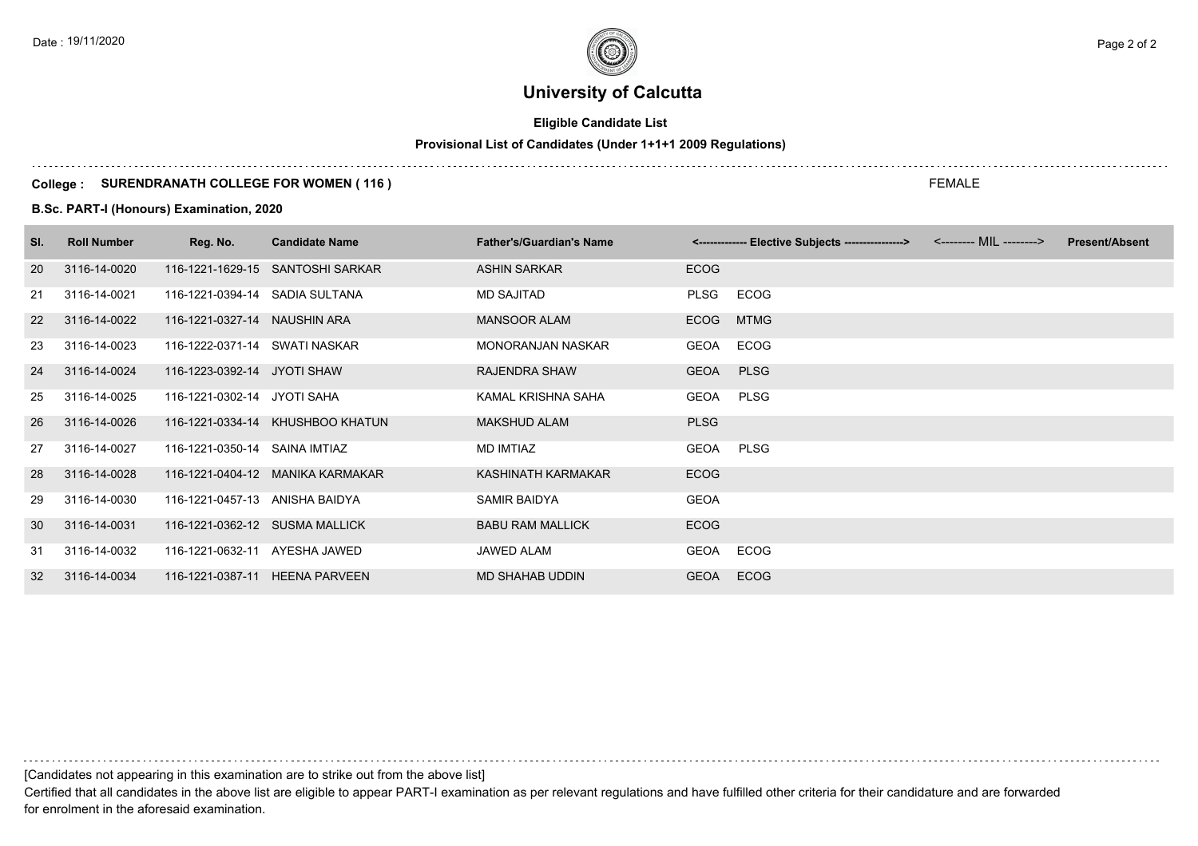# University of Calcutta

**Eligible Candidate List**

**Provisional List of Candidates (Under 1+1+1 2009 Regulations)**

**College : SURENDRANATH COLLEGE FOR WOMEN ( 116 )**

FEMALE

**B.Sc. PART-I (Honours) Examination, 2020**

| Sl. | Roll Number | Reg. No. | Candidate Name | Father's/Guardian's Name | <------------- Elective Subjects ----------------> | | <-------- MIL --------> | Present/Absent |
|---|---|---|---|---|---|---|---|---|
| 20 | 3116-14-0020 | 116-1221-1629-15 | SANTOSHI SARKAR | ASHIN SARKAR | ECOG | | | |
| 21 | 3116-14-0021 | 116-1221-0394-14 | SADIA SULTANA | MD SAJITAD | PLSG | ECOG | | |
| 22 | 3116-14-0022 | 116-1221-0327-14 | NAUSHIN ARA | MANSOOR ALAM | ECOG | MTMG | | |
| 23 | 3116-14-0023 | 116-1222-0371-14 | SWATI NASKAR | MONORANJAN NASKAR | GEOA | ECOG | | |
| 24 | 3116-14-0024 | 116-1223-0392-14 | JYOTI SHAW | RAJENDRA SHAW | GEOA | PLSG | | |
| 25 | 3116-14-0025 | 116-1221-0302-14 | JYOTI SAHA | KAMAL KRISHNA SAHA | GEOA | PLSG | | |
| 26 | 3116-14-0026 | 116-1221-0334-14 | KHUSHBOO KHATUN | MAKSHUD ALAM | PLSG | | | |
| 27 | 3116-14-0027 | 116-1221-0350-14 | SAINA IMTIAZ | MD IMTIAZ | GEOA | PLSG | | |
| 28 | 3116-14-0028 | 116-1221-0404-12 | MANIKA KARMAKAR | KASHINATH KARMAKAR | ECOG | | | |
| 29 | 3116-14-0030 | 116-1221-0457-13 | ANISHA BAIDYA | SAMIR BAIDYA | GEOA | | | |
| 30 | 3116-14-0031 | 116-1221-0362-12 | SUSMA MALLICK | BABU RAM MALLICK | ECOG | | | |
| 31 | 3116-14-0032 | 116-1221-0632-11 | AYESHA JAWED | JAWED ALAM | GEOA | ECOG | | |
| 32 | 3116-14-0034 | 116-1221-0387-11 | HEENA PARVEEN | MD SHAHAB UDDIN | GEOA | ECOG | | |

[Candidates not appearing in this examination are to strike out from the above list]

Certified that all candidates in the above list are eligible to appear PART-I examination as per relevant regulations and have fulfilled other criteria for their candidature and are forwarded for enrolment in the aforesaid examination.